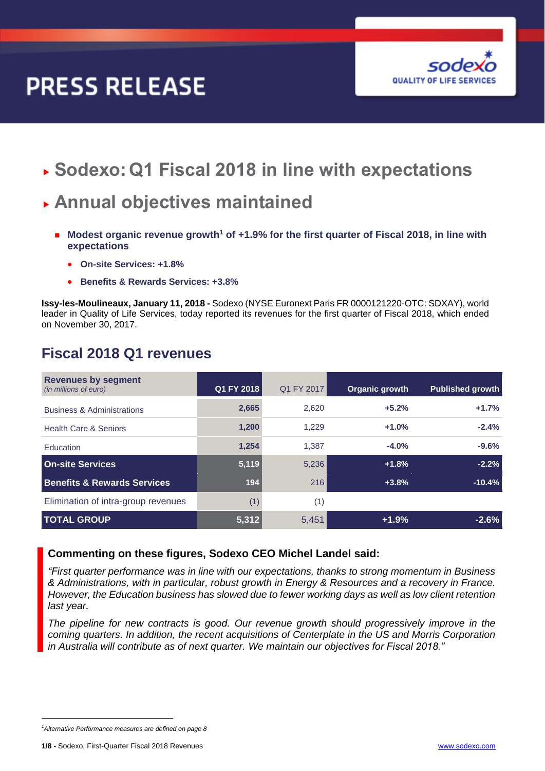# PRESS RELEASE

sodexo
QUALITY OF LIFE SERVICES

## Sodexo: Q1 Fiscal 2018 in line with expectations

## Annual objectives maintained

- **Modest organic revenue growth[1] of +1.9% for the first quarter of Fiscal 2018, in line with expectations**
  - **On-site Services: +1.8%**
  - **Benefits & Rewards Services: +3.8%**

**Issy-les-Moulineaux, January 11, 2018 -** Sodexo (NYSE Euronext Paris FR 0000121220-OTC: SDXAY), world leader in Quality of Life Services, today reported its revenues for the first quarter of Fiscal 2018, which ended on November 30, 2017.

## Fiscal 2018 Q1 revenues

| **Revenues by segment** *(in millions of euro)* | Q1 FY 2018 | Q1 FY 2017 | Organic growth | Published growth |
|---|---|---|---|---|
| Business & Administrations | **2,665** | 2,620 | **+5.2%** | **+1.7%** |
| Health Care & Seniors | **1,200** | 1,229 | **+1.0%** | **-2.4%** |
| Education | **1,254** | 1,387 | **-4.0%** | **-9.6%** |
| **On-site Services** | **5,119** | 5,236 | **+1.8%** | **-2.2%** |
| **Benefits & Rewards Services** | **194** | 216 | **+3.8%** | **-10.4%** |
| Elimination of intra-group revenues | (1) | (1) | | |
| **TOTAL GROUP** | **5,312** | 5,451 | **+1.9%** | **-2.6%** |

### Commenting on these figures, Sodexo CEO Michel Landel said:

*"First quarter performance was in line with our expectations, thanks to strong momentum in Business & Administrations, with in particular, robust growth in Energy & Resources and a recovery in France. However, the Education business has slowed due to fewer working days as well as low client retention last year.*

*The pipeline for new contracts is good. Our revenue growth should progressively improve in the coming quarters. In addition, the recent acquisitions of Centerplate in the US and Morris Corporation in Australia will contribute as of next quarter. We maintain our objectives for Fiscal 2018."*

---

[1] *Alternative Performance measures are defined on page 8*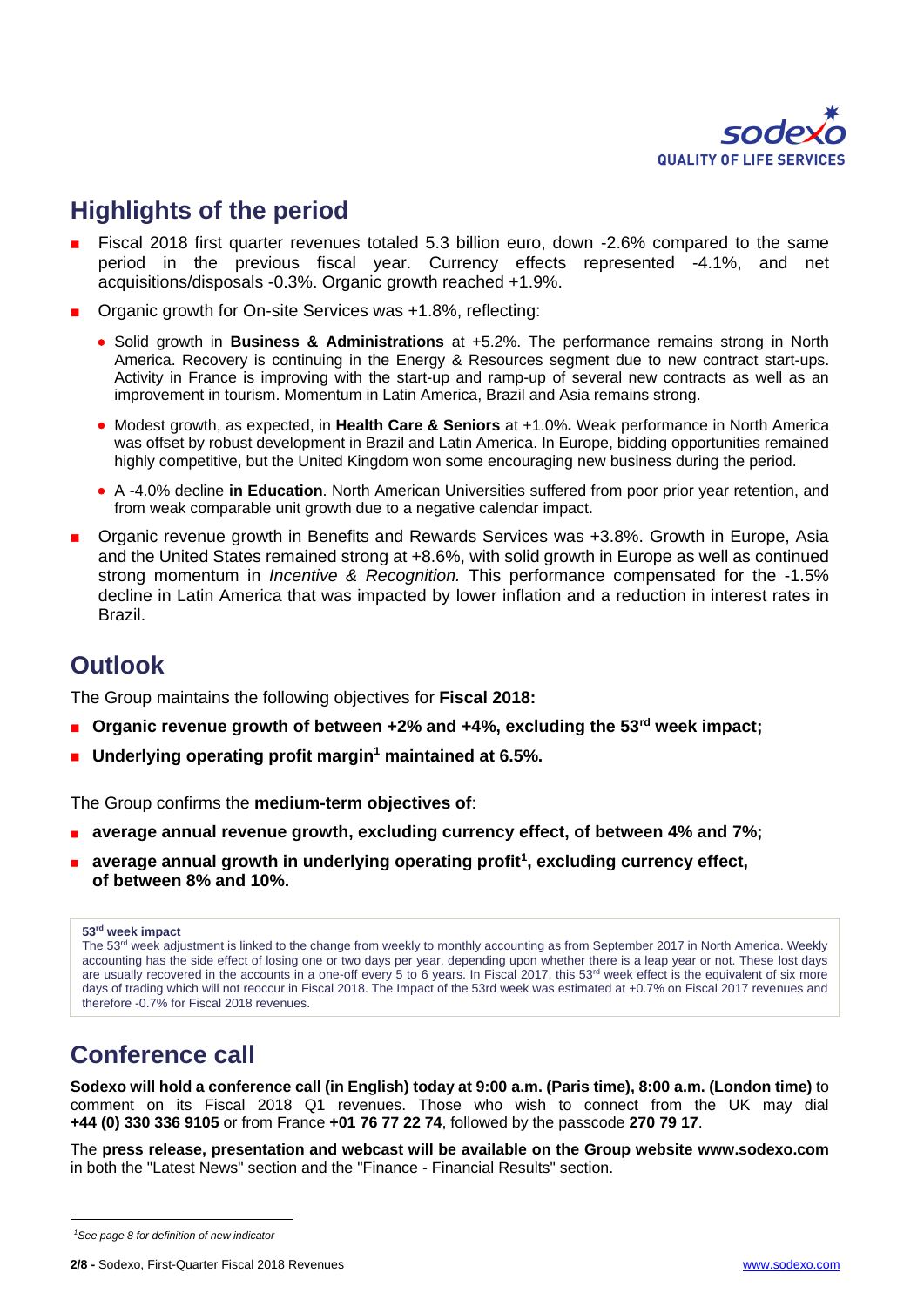## Highlights of the period

- Fiscal 2018 first quarter revenues totaled 5.3 billion euro, down -2.6% compared to the same period in the previous fiscal year. Currency effects represented -4.1%, and net acquisitions/disposals -0.3%. Organic growth reached +1.9%.
- Organic growth for On-site Services was +1.8%, reflecting:
  - Solid growth in **Business & Administrations** at +5.2%. The performance remains strong in North America. Recovery is continuing in the Energy & Resources segment due to new contract start-ups. Activity in France is improving with the start-up and ramp-up of several new contracts as well as an improvement in tourism. Momentum in Latin America, Brazil and Asia remains strong.
  - Modest growth, as expected, in **Health Care & Seniors** at +1.0%**.** Weak performance in North America was offset by robust development in Brazil and Latin America. In Europe, bidding opportunities remained highly competitive, but the United Kingdom won some encouraging new business during the period.
  - A -4.0% decline **in Education**. North American Universities suffered from poor prior year retention, and from weak comparable unit growth due to a negative calendar impact.
- Organic revenue growth in Benefits and Rewards Services was +3.8%. Growth in Europe, Asia and the United States remained strong at +8.6%, with solid growth in Europe as well as continued strong momentum in *Incentive & Recognition.* This performance compensated for the -1.5% decline in Latin America that was impacted by lower inflation and a reduction in interest rates in Brazil.

## Outlook

The Group maintains the following objectives for **Fiscal 2018:**

- **Organic revenue growth of between +2% and +4%, excluding the 53rd week impact;**
- **Underlying operating profit margin[1] maintained at 6.5%.**

The Group confirms the **medium-term objectives of**:

- **average annual revenue growth, excluding currency effect, of between 4% and 7%;**
- **average annual growth in underlying operating profit[1], excluding currency effect, of between 8% and 10%.**

**53rd week impact**

The 53rd week adjustment is linked to the change from weekly to monthly accounting as from September 2017 in North America. Weekly accounting has the side effect of losing one or two days per year, depending upon whether there is a leap year or not. These lost days are usually recovered in the accounts in a one-off every 5 to 6 years. In Fiscal 2017, this 53rd week effect is the equivalent of six more days of trading which will not reoccur in Fiscal 2018. The Impact of the 53rd week was estimated at +0.7% on Fiscal 2017 revenues and therefore -0.7% for Fiscal 2018 revenues.

## Conference call

**Sodexo will hold a conference call (in English) today at 9:00 a.m. (Paris time), 8:00 a.m. (London time)** to comment on its Fiscal 2018 Q1 revenues. Those who wish to connect from the UK may dial **+44 (0) 330 336 9105** or from France **+01 76 77 22 74**, followed by the passcode **270 79 17**.

The **press release, presentation and webcast will be available on the Group website www.sodexo.com** in both the "Latest News" section and the "Finance - Financial Results" section.

---

[1] *See page 8 for definition of new indicator*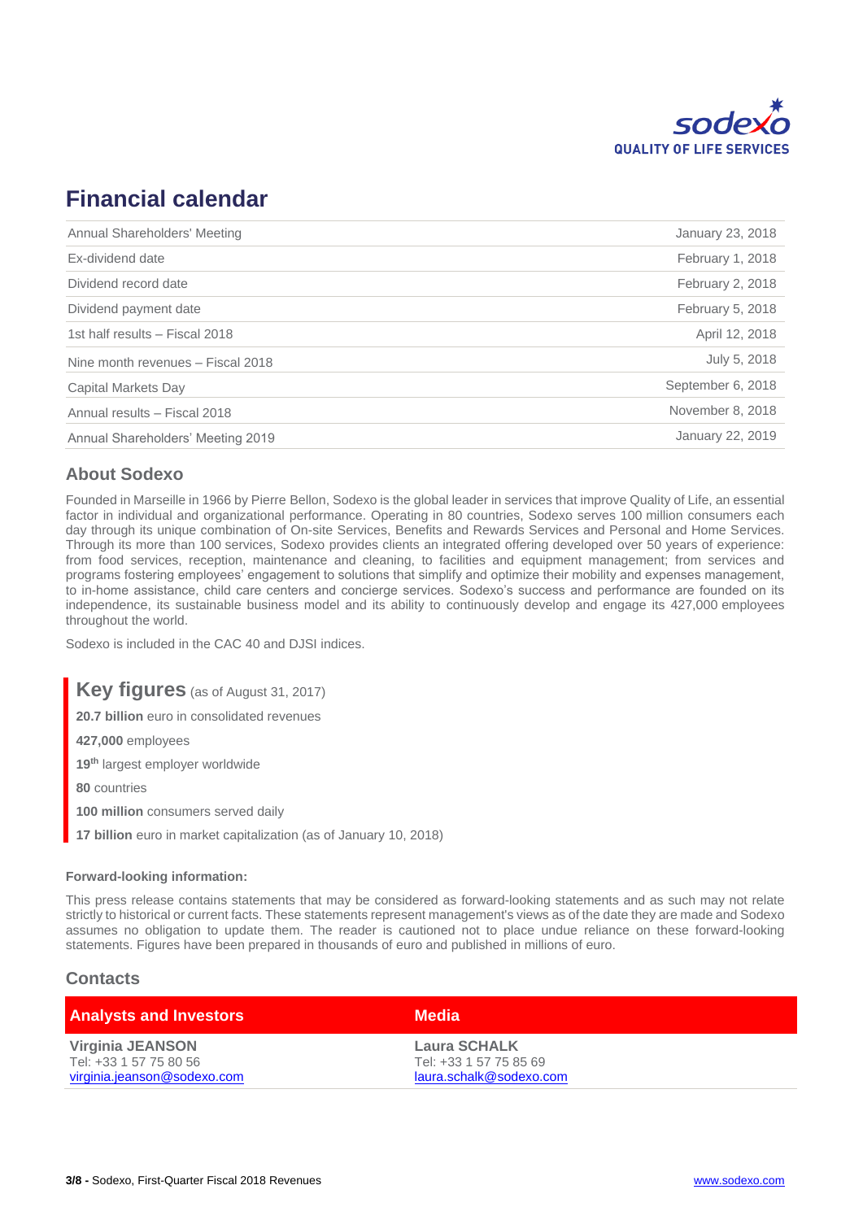# Financial calendar

| | |
|---|---|
| Annual Shareholders' Meeting | January 23, 2018 |
| Ex-dividend date | February 1, 2018 |
| Dividend record date | February 2, 2018 |
| Dividend payment date | February 5, 2018 |
| 1st half results – Fiscal 2018 | April 12, 2018 |
| Nine month revenues – Fiscal 2018 | July 5, 2018 |
| Capital Markets Day | September 6, 2018 |
| Annual results – Fiscal 2018 | November 8, 2018 |
| Annual Shareholders' Meeting 2019 | January 22, 2019 |

## About Sodexo

Founded in Marseille in 1966 by Pierre Bellon, Sodexo is the global leader in services that improve Quality of Life, an essential factor in individual and organizational performance. Operating in 80 countries, Sodexo serves 100 million consumers each day through its unique combination of On-site Services, Benefits and Rewards Services and Personal and Home Services. Through its more than 100 services, Sodexo provides clients an integrated offering developed over 50 years of experience: from food services, reception, maintenance and cleaning, to facilities and equipment management; from services and programs fostering employees' engagement to solutions that simplify and optimize their mobility and expenses management, to in-home assistance, child care centers and concierge services. Sodexo's success and performance are founded on its independence, its sustainable business model and its ability to continuously develop and engage its 427,000 employees throughout the world.

Sodexo is included in the CAC 40 and DJSI indices.

## Key figures (as of August 31, 2017)

**20.7 billion** euro in consolidated revenues

**427,000** employees

**19th** largest employer worldwide

**80** countries

**100 million** consumers served daily

**17 billion** euro in market capitalization (as of January 10, 2018)

**Forward-looking information:**

This press release contains statements that may be considered as forward-looking statements and as such may not relate strictly to historical or current facts. These statements represent management's views as of the date they are made and Sodexo assumes no obligation to update them. The reader is cautioned not to place undue reliance on these forward-looking statements. Figures have been prepared in thousands of euro and published in millions of euro.

## Contacts

| Analysts and Investors | Media |
|---|---|
| **Virginia JEANSON**<br>Tel: +33 1 57 75 80 56<br>virginia.jeanson@sodexo.com | **Laura SCHALK**<br>Tel: +33 1 57 75 85 69<br>laura.schalk@sodexo.com |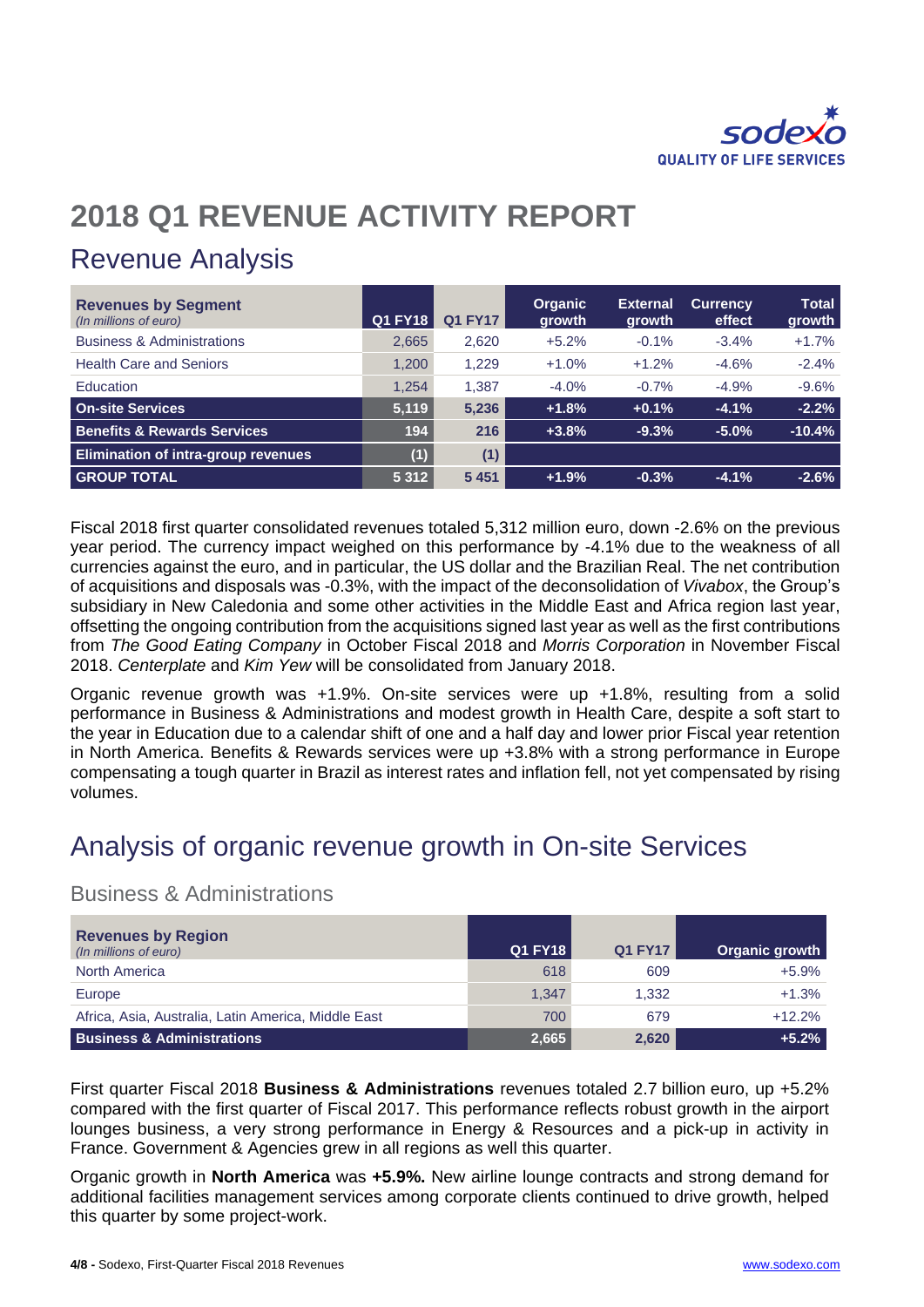# 2018 Q1 REVENUE ACTIVITY REPORT

## Revenue Analysis

| Revenues by Segment *(In millions of euro)* | Q1 FY18 | Q1 FY17 | Organic growth | External growth | Currency effect | Total growth |
|---|---|---|---|---|---|---|
| Business & Administrations | 2,665 | 2,620 | +5.2% | -0.1% | -3.4% | +1.7% |
| Health Care and Seniors | 1,200 | 1,229 | +1.0% | +1.2% | -4.6% | -2.4% |
| Education | 1,254 | 1,387 | -4.0% | -0.7% | -4.9% | -9.6% |
| **On-site Services** | **5,119** | **5,236** | **+1.8%** | **+0.1%** | **-4.1%** | **-2.2%** |
| **Benefits & Rewards Services** | **194** | **216** | **+3.8%** | **-9.3%** | **-5.0%** | **-10.4%** |
| **Elimination of intra-group revenues** | **(1)** | **(1)** | | | | |
| **GROUP TOTAL** | **5 312** | **5 451** | **+1.9%** | **-0.3%** | **-4.1%** | **-2.6%** |

Fiscal 2018 first quarter consolidated revenues totaled 5,312 million euro, down -2.6% on the previous year period. The currency impact weighed on this performance by -4.1% due to the weakness of all currencies against the euro, and in particular, the US dollar and the Brazilian Real. The net contribution of acquisitions and disposals was -0.3%, with the impact of the deconsolidation of *Vivabox*, the Group's subsidiary in New Caledonia and some other activities in the Middle East and Africa region last year, offsetting the ongoing contribution from the acquisitions signed last year as well as the first contributions from *The Good Eating Company* in October Fiscal 2018 and *Morris Corporation* in November Fiscal 2018. *Centerplate* and *Kim Yew* will be consolidated from January 2018.

Organic revenue growth was +1.9%. On-site services were up +1.8%, resulting from a solid performance in Business & Administrations and modest growth in Health Care, despite a soft start to the year in Education due to a calendar shift of one and a half day and lower prior Fiscal year retention in North America. Benefits & Rewards services were up +3.8% with a strong performance in Europe compensating a tough quarter in Brazil as interest rates and inflation fell, not yet compensated by rising volumes.

## Analysis of organic revenue growth in On-site Services

### Business & Administrations

| Revenues by Region *(In millions of euro)* | Q1 FY18 | Q1 FY17 | Organic growth |
|---|---|---|---|
| North America | 618 | 609 | +5.9% |
| Europe | 1,347 | 1,332 | +1.3% |
| Africa, Asia, Australia, Latin America, Middle East | 700 | 679 | +12.2% |
| **Business & Administrations** | **2,665** | **2,620** | **+5.2%** |

First quarter Fiscal 2018 **Business & Administrations** revenues totaled 2.7 billion euro, up +5.2% compared with the first quarter of Fiscal 2017. This performance reflects robust growth in the airport lounges business, a very strong performance in Energy & Resources and a pick-up in activity in France. Government & Agencies grew in all regions as well this quarter.

Organic growth in **North America** was **+5.9%.** New airline lounge contracts and strong demand for additional facilities management services among corporate clients continued to drive growth, helped this quarter by some project-work.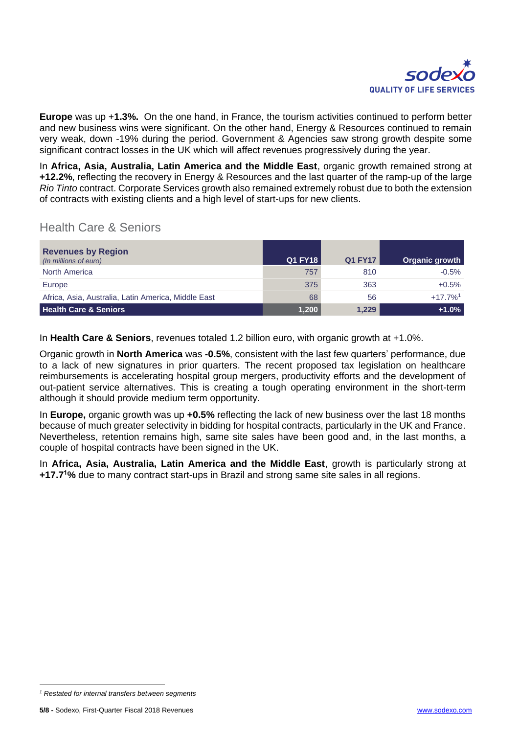**Europe** was up +**1.3%.** On the one hand, in France, the tourism activities continued to perform better and new business wins were significant. On the other hand, Energy & Resources continued to remain very weak, down -19% during the period. Government & Agencies saw strong growth despite some significant contract losses in the UK which will affect revenues progressively during the year.

In **Africa, Asia, Australia, Latin America and the Middle East**, organic growth remained strong at **+12.2%**, reflecting the recovery in Energy & Resources and the last quarter of the ramp-up of the large *Rio Tinto* contract. Corporate Services growth also remained extremely robust due to both the extension of contracts with existing clients and a high level of start-ups for new clients.

## Health Care & Seniors

| **Revenues by Region** *(In millions of euro)* | Q1 FY18 | Q1 FY17 | Organic growth |
|---|---|---|---|
| North America | 757 | 810 | -0.5% |
| Europe | 375 | 363 | +0.5% |
| Africa, Asia, Australia, Latin America, Middle East | 68 | 56 | +17.7%[1] |
| **Health Care & Seniors** | **1,200** | **1,229** | **+1.0%** |

In **Health Care & Seniors**, revenues totaled 1.2 billion euro, with organic growth at +1.0%.

Organic growth in **North America** was **-0.5%**, consistent with the last few quarters' performance, due to a lack of new signatures in prior quarters. The recent proposed tax legislation on healthcare reimbursements is accelerating hospital group mergers, productivity efforts and the development of out-patient service alternatives. This is creating a tough operating environment in the short-term although it should provide medium term opportunity.

In **Europe,** organic growth was up **+0.5%** reflecting the lack of new business over the last 18 months because of much greater selectivity in bidding for hospital contracts, particularly in the UK and France. Nevertheless, retention remains high, same site sales have been good and, in the last months, a couple of hospital contracts have been signed in the UK.

In **Africa, Asia, Australia, Latin America and the Middle East**, growth is particularly strong at **+17.7[1]%** due to many contract start-ups in Brazil and strong same site sales in all regions.

[1] *Restated for internal transfers between segments*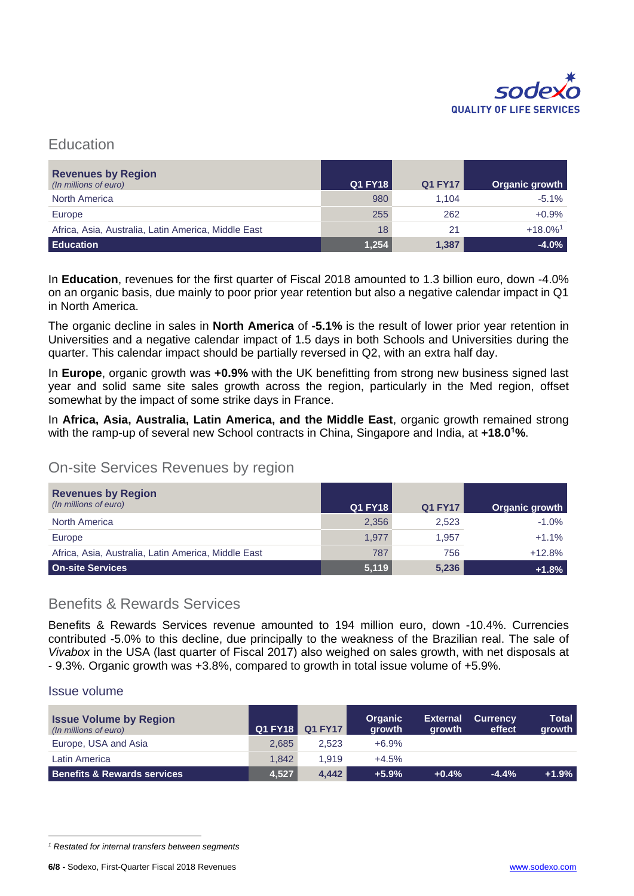## Education

| **Revenues by Region** *(In millions of euro)* | Q1 FY18 | Q1 FY17 | Organic growth |
|---|---|---|---|
| North America | 980 | 1,104 | -5.1% |
| Europe | 255 | 262 | +0.9% |
| Africa, Asia, Australia, Latin America, Middle East | 18 | 21 | +18.0%[1] |
| **Education** | **1,254** | **1,387** | **-4.0%** |

In **Education**, revenues for the first quarter of Fiscal 2018 amounted to 1.3 billion euro, down -4.0% on an organic basis, due mainly to poor prior year retention but also a negative calendar impact in Q1 in North America.

The organic decline in sales in **North America** of **-5.1%** is the result of lower prior year retention in Universities and a negative calendar impact of 1.5 days in both Schools and Universities during the quarter. This calendar impact should be partially reversed in Q2, with an extra half day.

In **Europe**, organic growth was **+0.9%** with the UK benefitting from strong new business signed last year and solid same site sales growth across the region, particularly in the Med region, offset somewhat by the impact of some strike days in France.

In **Africa, Asia, Australia, Latin America, and the Middle East**, organic growth remained strong with the ramp-up of several new School contracts in China, Singapore and India, at **+18.0[1]%**.

## On-site Services Revenues by region

| **Revenues by Region** *(In millions of euro)* | Q1 FY18 | Q1 FY17 | Organic growth |
|---|---|---|---|
| North America | 2,356 | 2,523 | -1.0% |
| Europe | 1,977 | 1,957 | +1.1% |
| Africa, Asia, Australia, Latin America, Middle East | 787 | 756 | +12.8% |
| **On-site Services** | **5,119** | **5,236** | **+1.8%** |

## Benefits & Rewards Services

Benefits & Rewards Services revenue amounted to 194 million euro, down -10.4%. Currencies contributed -5.0% to this decline, due principally to the weakness of the Brazilian real. The sale of *Vivabox* in the USA (last quarter of Fiscal 2017) also weighed on sales growth, with net disposals at - 9.3%. Organic growth was +3.8%, compared to growth in total issue volume of +5.9%.

### Issue volume

| **Issue Volume by Region** *(In millions of euro)* | Q1 FY18 | Q1 FY17 | Organic growth | External growth | Currency effect | Total growth |
|---|---|---|---|---|---|---|
| Europe, USA and Asia | 2,685 | 2,523 | +6.9% | | | |
| Latin America | 1,842 | 1,919 | +4.5% | | | |
| **Benefits & Rewards services** | **4,527** | **4,442** | **+5.9%** | **+0.4%** | **-4.4%** | **+1.9%** |

[1] *Restated for internal transfers between segments*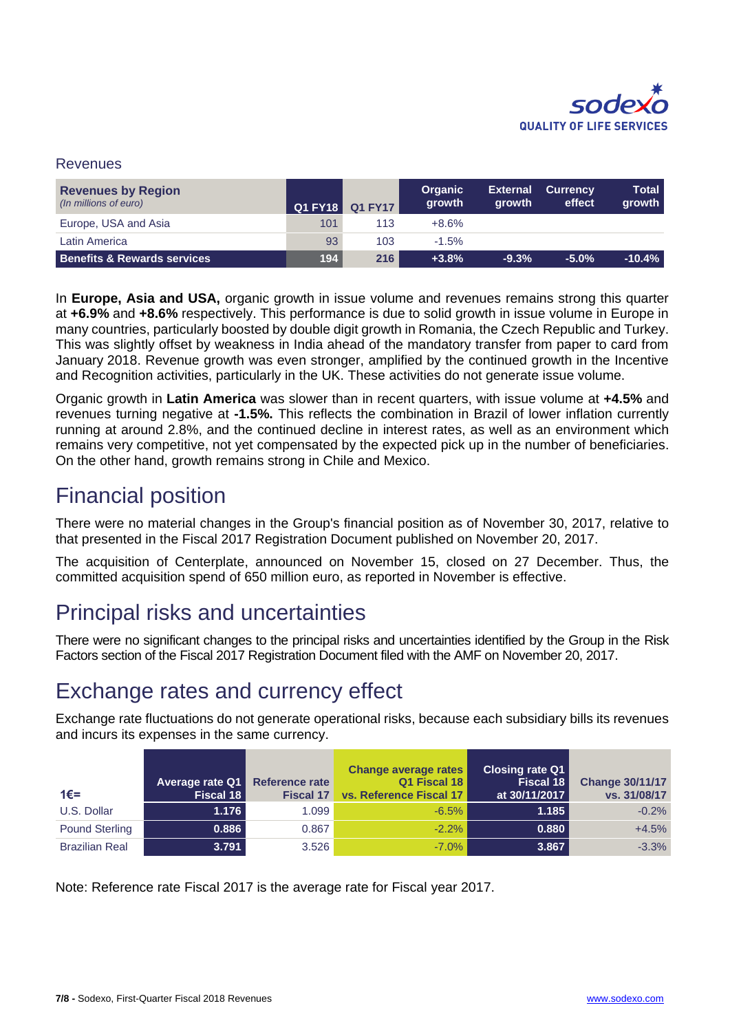## Revenues

| **Revenues by Region** *(In millions of euro)* | Q1 FY18 | Q1 FY17 | Organic growth | External growth | Currency effect | Total growth |
|---|---|---|---|---|---|---|
| Europe, USA and Asia | 101 | 113 | +8.6% | | | |
| Latin America | 93 | 103 | -1.5% | | | |
| **Benefits & Rewards services** | **194** | **216** | **+3.8%** | **-9.3%** | **-5.0%** | **-10.4%** |

In **Europe, Asia and USA,** organic growth in issue volume and revenues remains strong this quarter at **+6.9%** and **+8.6%** respectively. This performance is due to solid growth in issue volume in Europe in many countries, particularly boosted by double digit growth in Romania, the Czech Republic and Turkey. This was slightly offset by weakness in India ahead of the mandatory transfer from paper to card from January 2018. Revenue growth was even stronger, amplified by the continued growth in the Incentive and Recognition activities, particularly in the UK. These activities do not generate issue volume.

Organic growth in **Latin America** was slower than in recent quarters, with issue volume at **+4.5%** and revenues turning negative at **-1.5%.** This reflects the combination in Brazil of lower inflation currently running at around 2.8%, and the continued decline in interest rates, as well as an environment which remains very competitive, not yet compensated by the expected pick up in the number of beneficiaries. On the other hand, growth remains strong in Chile and Mexico.

# Financial position

There were no material changes in the Group's financial position as of November 30, 2017, relative to that presented in the Fiscal 2017 Registration Document published on November 20, 2017.

The acquisition of Centerplate, announced on November 15, closed on 27 December. Thus, the committed acquisition spend of 650 million euro, as reported in November is effective.

# Principal risks and uncertainties

There were no significant changes to the principal risks and uncertainties identified by the Group in the Risk Factors section of the Fiscal 2017 Registration Document filed with the AMF on November 20, 2017.

# Exchange rates and currency effect

Exchange rate fluctuations do not generate operational risks, because each subsidiary bills its revenues and incurs its expenses in the same currency.

| 1€= | Average rate Q1 Fiscal 18 | Reference rate Fiscal 17 | Change average rates Q1 Fiscal 18 vs. Reference Fiscal 17 | Closing rate Q1 Fiscal 18 at 30/11/2017 | Change 30/11/17 vs. 31/08/17 |
|---|---|---|---|---|---|
| U.S. Dollar | 1.176 | 1.099 | -6.5% | 1.185 | -0.2% |
| Pound Sterling | 0.886 | 0.867 | -2.2% | 0.880 | +4.5% |
| Brazilian Real | 3.791 | 3.526 | -7.0% | 3.867 | -3.3% |

Note: Reference rate Fiscal 2017 is the average rate for Fiscal year 2017.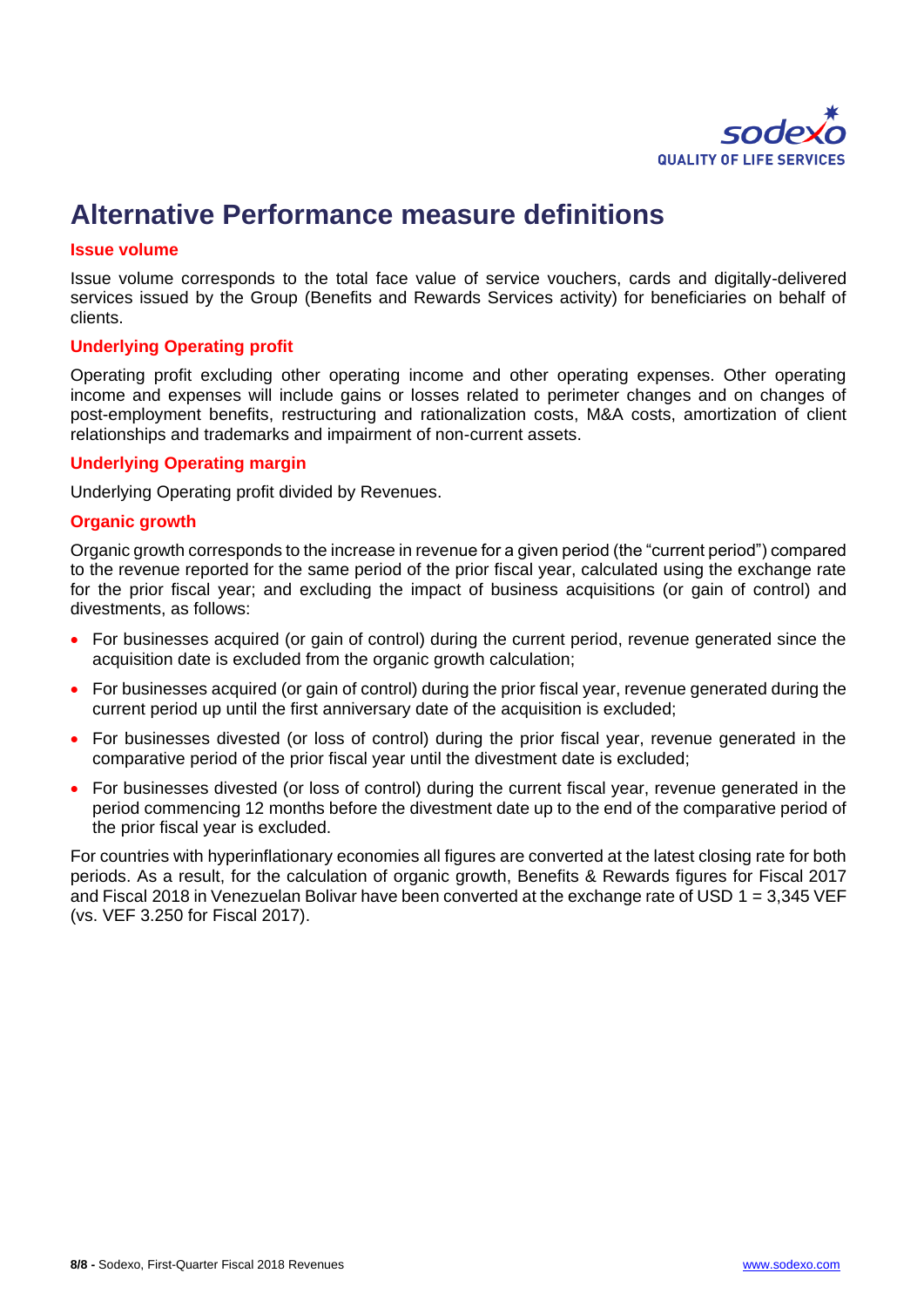# Alternative Performance measure definitions

### Issue volume

Issue volume corresponds to the total face value of service vouchers, cards and digitally-delivered services issued by the Group (Benefits and Rewards Services activity) for beneficiaries on behalf of clients.

### Underlying Operating profit

Operating profit excluding other operating income and other operating expenses. Other operating income and expenses will include gains or losses related to perimeter changes and on changes of post-employment benefits, restructuring and rationalization costs, M&A costs, amortization of client relationships and trademarks and impairment of non-current assets.

### Underlying Operating margin

Underlying Operating profit divided by Revenues.

### Organic growth

Organic growth corresponds to the increase in revenue for a given period (the "current period") compared to the revenue reported for the same period of the prior fiscal year, calculated using the exchange rate for the prior fiscal year; and excluding the impact of business acquisitions (or gain of control) and divestments, as follows:

- For businesses acquired (or gain of control) during the current period, revenue generated since the acquisition date is excluded from the organic growth calculation;
- For businesses acquired (or gain of control) during the prior fiscal year, revenue generated during the current period up until the first anniversary date of the acquisition is excluded;
- For businesses divested (or loss of control) during the prior fiscal year, revenue generated in the comparative period of the prior fiscal year until the divestment date is excluded;
- For businesses divested (or loss of control) during the current fiscal year, revenue generated in the period commencing 12 months before the divestment date up to the end of the comparative period of the prior fiscal year is excluded.

For countries with hyperinflationary economies all figures are converted at the latest closing rate for both periods. As a result, for the calculation of organic growth, Benefits & Rewards figures for Fiscal 2017 and Fiscal 2018 in Venezuelan Bolivar have been converted at the exchange rate of USD 1 = 3,345 VEF (vs. VEF 3.250 for Fiscal 2017).